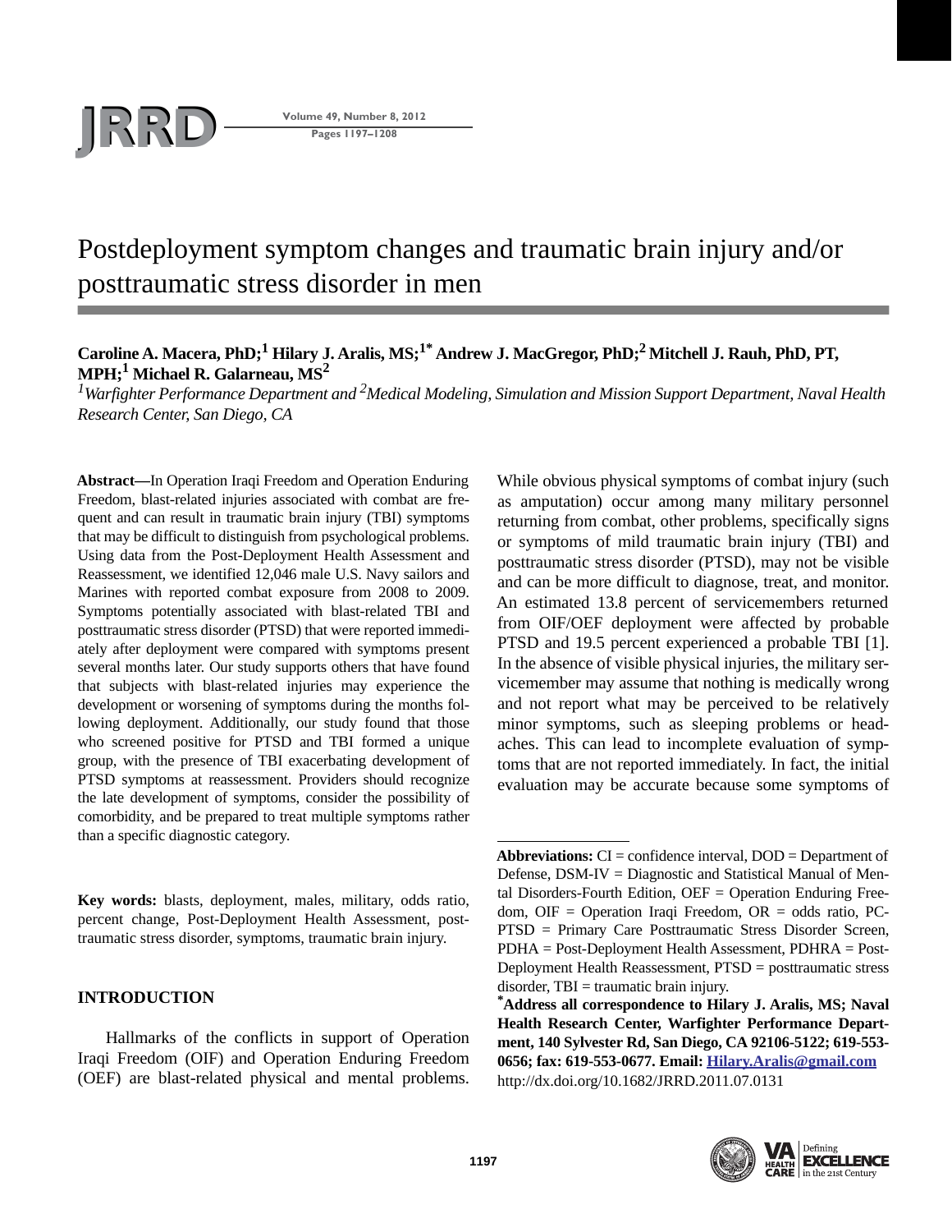# Postdeployment symptom changes and traumatic brain injury and/or posttraumatic stress disorder in men

**Caroline A. Macera, PhD;[1] Hilary J. Aralis, MS;[1*] Andrew J. MacGregor, PhD;[2] Mitchell J. Rauh, PhD, PT, MPH;[1] Michael R. Galarneau, MS[2]**

*[1]Warfighter Performance Department and [2]Medical Modeling, Simulation and Mission Support Department, Naval Health Research Center, San Diego, CA*

**Abstract**—In Operation Iraqi Freedom and Operation Enduring Freedom, blast-related injuries associated with combat are frequent and can result in traumatic brain injury (TBI) symptoms that may be difficult to distinguish from psychological problems. Using data from the Post-Deployment Health Assessment and Reassessment, we identified 12,046 male U.S. Navy sailors and Marines with reported combat exposure from 2008 to 2009. Symptoms potentially associated with blast-related TBI and posttraumatic stress disorder (PTSD) that were reported immediately after deployment were compared with symptoms present several months later. Our study supports others that have found that subjects with blast-related injuries may experience the development or worsening of symptoms during the months following deployment. Additionally, our study found that those who screened positive for PTSD and TBI formed a unique group, with the presence of TBI exacerbating development of PTSD symptoms at reassessment. Providers should recognize the late development of symptoms, consider the possibility of comorbidity, and be prepared to treat multiple symptoms rather than a specific diagnostic category.

**Key words:** blasts, deployment, males, military, odds ratio, percent change, Post-Deployment Health Assessment, posttraumatic stress disorder, symptoms, traumatic brain injury.

## INTRODUCTION

Hallmarks of the conflicts in support of Operation Iraqi Freedom (OIF) and Operation Enduring Freedom (OEF) are blast-related physical and mental problems. While obvious physical symptoms of combat injury (such as amputation) occur among many military personnel returning from combat, other problems, specifically signs or symptoms of mild traumatic brain injury (TBI) and posttraumatic stress disorder (PTSD), may not be visible and can be more difficult to diagnose, treat, and monitor. An estimated 13.8 percent of servicemembers returned from OIF/OEF deployment were affected by probable PTSD and 19.5 percent experienced a probable TBI [1]. In the absence of visible physical injuries, the military servicemember may assume that nothing is medically wrong and not report what may be perceived to be relatively minor symptoms, such as sleeping problems or headaches. This can lead to incomplete evaluation of symptoms that are not reported immediately. In fact, the initial evaluation may be accurate because some symptoms of

---

**Abbreviations:** CI = confidence interval, DOD = Department of Defense, DSM-IV = Diagnostic and Statistical Manual of Mental Disorders-Fourth Edition, OEF = Operation Enduring Freedom, OIF = Operation Iraqi Freedom, OR = odds ratio, PC-PTSD = Primary Care Posttraumatic Stress Disorder Screen, PDHA = Post-Deployment Health Assessment, PDHRA = Post-Deployment Health Reassessment, PTSD = posttraumatic stress disorder, TBI = traumatic brain injury.

**\*Address all correspondence to Hilary J. Aralis, MS; Naval Health Research Center, Warfighter Performance Department, 140 Sylvester Rd, San Diego, CA 92106-5122; 619-553-0656; fax: 619-553-0677. Email: Hilary.Aralis@gmail.com**
http://dx.doi.org/10.1682/JRRD.2011.07.0131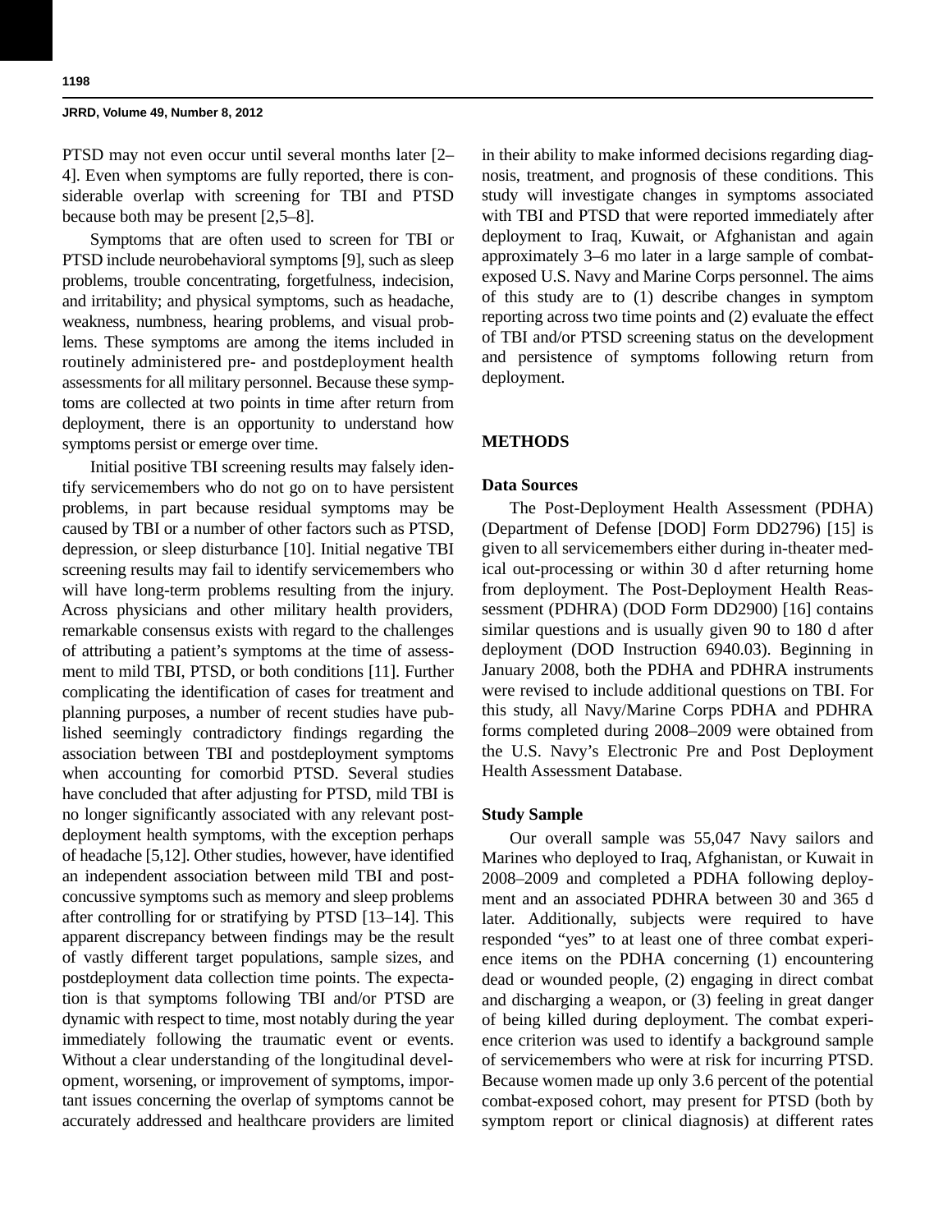PTSD may not even occur until several months later [2–4]. Even when symptoms are fully reported, there is considerable overlap with screening for TBI and PTSD because both may be present [2,5–8].

Symptoms that are often used to screen for TBI or PTSD include neurobehavioral symptoms [9], such as sleep problems, trouble concentrating, forgetfulness, indecision, and irritability; and physical symptoms, such as headache, weakness, numbness, hearing problems, and visual problems. These symptoms are among the items included in routinely administered pre- and postdeployment health assessments for all military personnel. Because these symptoms are collected at two points in time after return from deployment, there is an opportunity to understand how symptoms persist or emerge over time.

Initial positive TBI screening results may falsely identify servicemembers who do not go on to have persistent problems, in part because residual symptoms may be caused by TBI or a number of other factors such as PTSD, depression, or sleep disturbance [10]. Initial negative TBI screening results may fail to identify servicemembers who will have long-term problems resulting from the injury. Across physicians and other military health providers, remarkable consensus exists with regard to the challenges of attributing a patient's symptoms at the time of assessment to mild TBI, PTSD, or both conditions [11]. Further complicating the identification of cases for treatment and planning purposes, a number of recent studies have published seemingly contradictory findings regarding the association between TBI and postdeployment symptoms when accounting for comorbid PTSD. Several studies have concluded that after adjusting for PTSD, mild TBI is no longer significantly associated with any relevant postdeployment health symptoms, with the exception perhaps of headache [5,12]. Other studies, however, have identified an independent association between mild TBI and postconcussive symptoms such as memory and sleep problems after controlling for or stratifying by PTSD [13–14]. This apparent discrepancy between findings may be the result of vastly different target populations, sample sizes, and postdeployment data collection time points. The expectation is that symptoms following TBI and/or PTSD are dynamic with respect to time, most notably during the year immediately following the traumatic event or events. Without a clear understanding of the longitudinal development, worsening, or improvement of symptoms, important issues concerning the overlap of symptoms cannot be accurately addressed and healthcare providers are limited in their ability to make informed decisions regarding diagnosis, treatment, and prognosis of these conditions. This study will investigate changes in symptoms associated with TBI and PTSD that were reported immediately after deployment to Iraq, Kuwait, or Afghanistan and again approximately 3–6 mo later in a large sample of combat-exposed U.S. Navy and Marine Corps personnel. The aims of this study are to (1) describe changes in symptom reporting across two time points and (2) evaluate the effect of TBI and/or PTSD screening status on the development and persistence of symptoms following return from deployment.

## METHODS

### Data Sources

The Post-Deployment Health Assessment (PDHA) (Department of Defense [DOD] Form DD2796) [15] is given to all servicemembers either during in-theater medical out-processing or within 30 d after returning home from deployment. The Post-Deployment Health Reassessment (PDHRA) (DOD Form DD2900) [16] contains similar questions and is usually given 90 to 180 d after deployment (DOD Instruction 6940.03). Beginning in January 2008, both the PDHA and PDHRA instruments were revised to include additional questions on TBI. For this study, all Navy/Marine Corps PDHA and PDHRA forms completed during 2008–2009 were obtained from the U.S. Navy's Electronic Pre and Post Deployment Health Assessment Database.

### Study Sample

Our overall sample was 55,047 Navy sailors and Marines who deployed to Iraq, Afghanistan, or Kuwait in 2008–2009 and completed a PDHA following deployment and an associated PDHRA between 30 and 365 d later. Additionally, subjects were required to have responded "yes" to at least one of three combat experience items on the PDHA concerning (1) encountering dead or wounded people, (2) engaging in direct combat and discharging a weapon, or (3) feeling in great danger of being killed during deployment. The combat experience criterion was used to identify a background sample of servicemembers who were at risk for incurring PTSD. Because women made up only 3.6 percent of the potential combat-exposed cohort, may present for PTSD (both by symptom report or clinical diagnosis) at different rates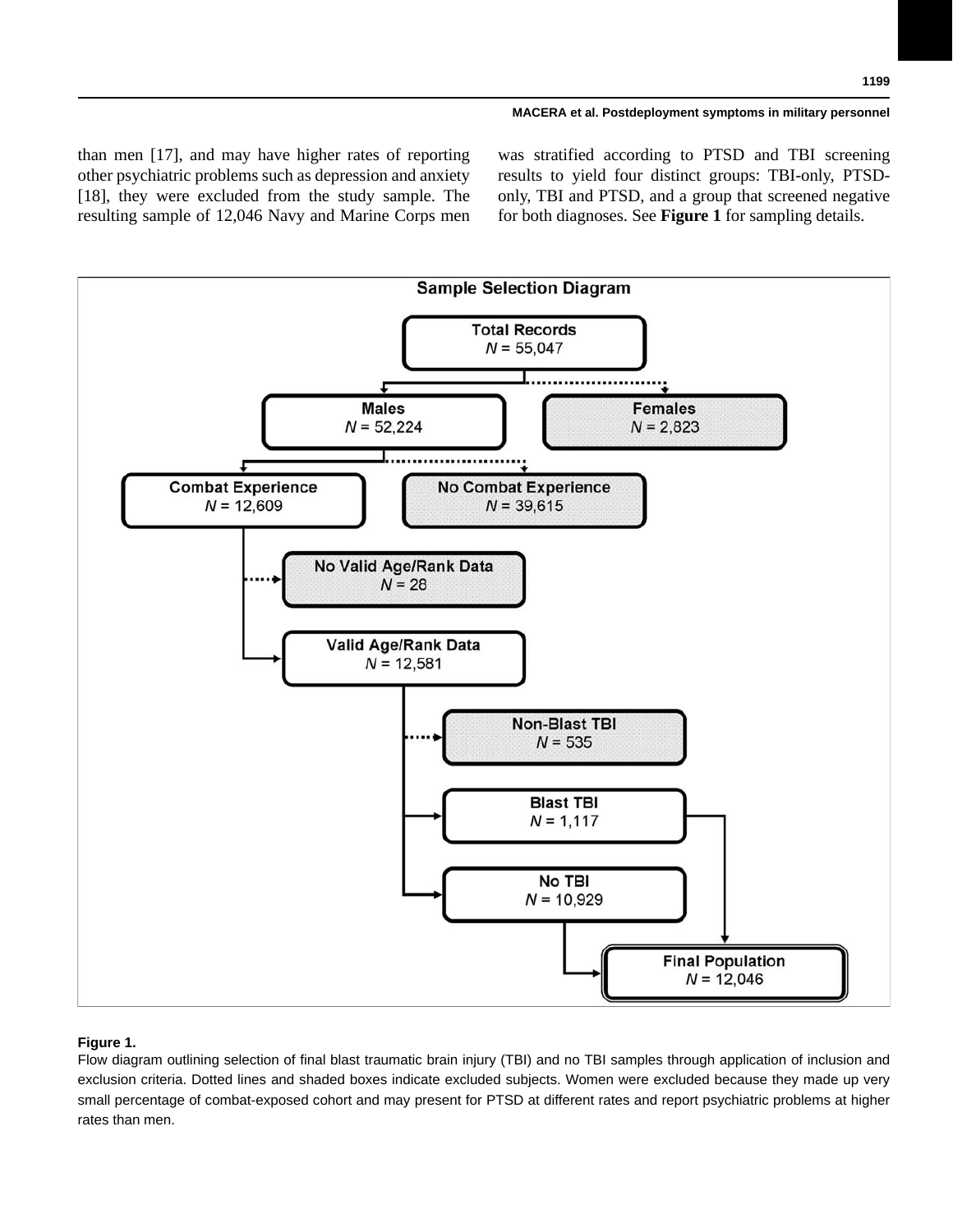than men [17], and may have higher rates of reporting other psychiatric problems such as depression and anxiety [18], they were excluded from the study sample. The resulting sample of 12,046 Navy and Marine Corps men was stratified according to PTSD and TBI screening results to yield four distinct groups: TBI-only, PTSD-only, TBI and PTSD, and a group that screened negative for both diagnoses. See **Figure 1** for sampling details.

**Sample Selection Diagram**

- Total Records, *N* = 55,047
  - Males, *N* = 52,224
    - Combat Experience, *N* = 12,609
      - No Valid Age/Rank Data, *N* = 28
      - Valid Age/Rank Data, *N* = 12,581
        - Non-Blast TBI, *N* = 535
        - Blast TBI, *N* = 1,117
        - No TBI, *N* = 10,929
        - Final Population, *N* = 12,046
    - No Combat Experience, *N* = 39,615
  - Females, *N* = 2,823

**Figure 1.**
Flow diagram outlining selection of final blast traumatic brain injury (TBI) and no TBI samples through application of inclusion and exclusion criteria. Dotted lines and shaded boxes indicate excluded subjects. Women were excluded because they made up very small percentage of combat-exposed cohort and may present for PTSD at different rates and report psychiatric problems at higher rates than men.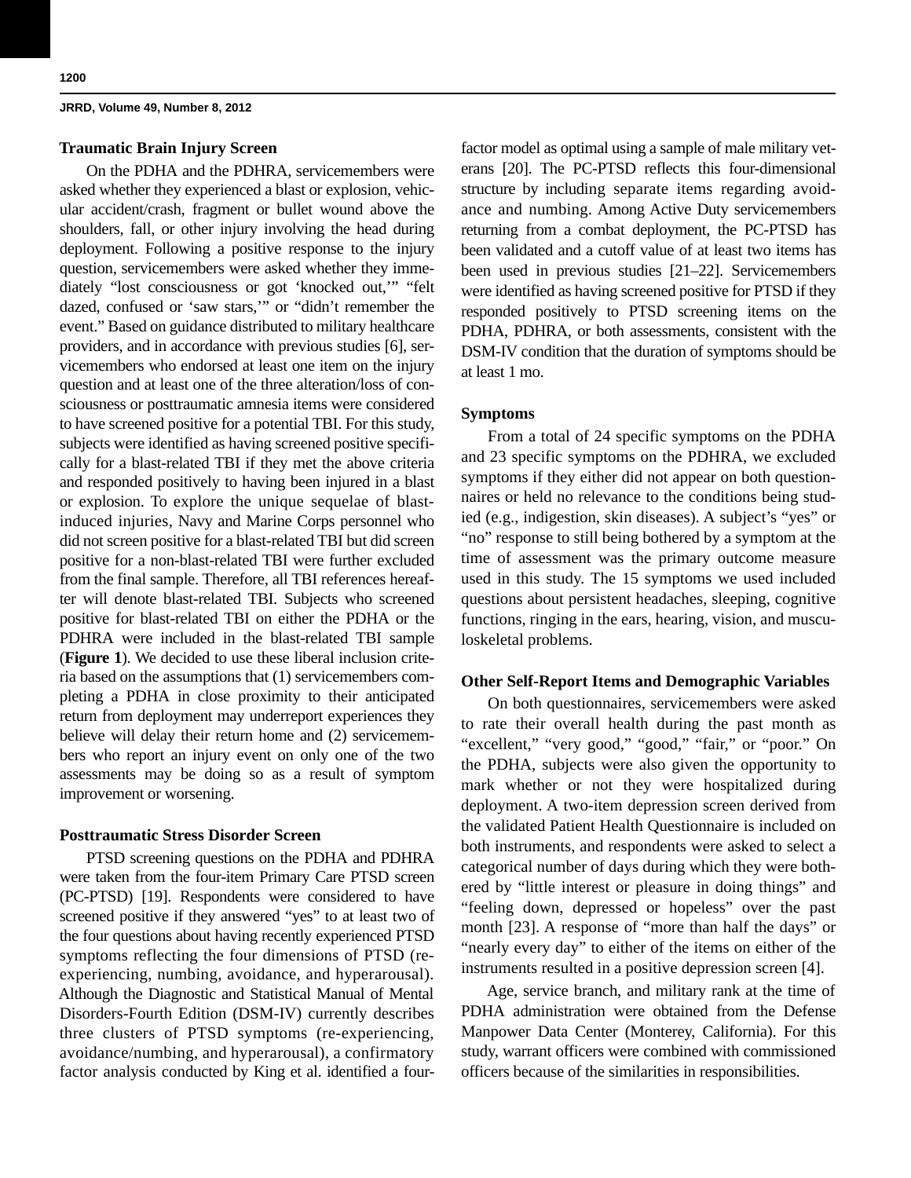### Traumatic Brain Injury Screen

On the PDHA and the PDHRA, servicemembers were asked whether they experienced a blast or explosion, vehicular accident/crash, fragment or bullet wound above the shoulders, fall, or other injury involving the head during deployment. Following a positive response to the injury question, servicemembers were asked whether they immediately "lost consciousness or got 'knocked out,'" "felt dazed, confused or 'saw stars,'" or "didn't remember the event." Based on guidance distributed to military healthcare providers, and in accordance with previous studies [6], servicemembers who endorsed at least one item on the injury question and at least one of the three alteration/loss of consciousness or posttraumatic amnesia items were considered to have screened positive for a potential TBI. For this study, subjects were identified as having screened positive specifically for a blast-related TBI if they met the above criteria and responded positively to having been injured in a blast or explosion. To explore the unique sequelae of blast-induced injuries, Navy and Marine Corps personnel who did not screen positive for a blast-related TBI but did screen positive for a non-blast-related TBI were further excluded from the final sample. Therefore, all TBI references hereafter will denote blast-related TBI. Subjects who screened positive for blast-related TBI on either the PDHA or the PDHRA were included in the blast-related TBI sample (**Figure 1**). We decided to use these liberal inclusion criteria based on the assumptions that (1) servicemembers completing a PDHA in close proximity to their anticipated return from deployment may underreport experiences they believe will delay their return home and (2) servicemembers who report an injury event on only one of the two assessments may be doing so as a result of symptom improvement or worsening.

### Posttraumatic Stress Disorder Screen

PTSD screening questions on the PDHA and PDHRA were taken from the four-item Primary Care PTSD screen (PC-PTSD) [19]. Respondents were considered to have screened positive if they answered "yes" to at least two of the four questions about having recently experienced PTSD symptoms reflecting the four dimensions of PTSD (re-experiencing, numbing, avoidance, and hyperarousal). Although the Diagnostic and Statistical Manual of Mental Disorders-Fourth Edition (DSM-IV) currently describes three clusters of PTSD symptoms (re-experiencing, avoidance/numbing, and hyperarousal), a confirmatory factor analysis conducted by King et al. identified a four-factor model as optimal using a sample of male military veterans [20]. The PC-PTSD reflects this four-dimensional structure by including separate items regarding avoidance and numbing. Among Active Duty servicemembers returning from a combat deployment, the PC-PTSD has been validated and a cutoff value of at least two items has been used in previous studies [21–22]. Servicemembers were identified as having screened positive for PTSD if they responded positively to PTSD screening items on the PDHA, PDHRA, or both assessments, consistent with the DSM-IV condition that the duration of symptoms should be at least 1 mo.

### Symptoms

From a total of 24 specific symptoms on the PDHA and 23 specific symptoms on the PDHRA, we excluded symptoms if they either did not appear on both questionnaires or held no relevance to the conditions being studied (e.g., indigestion, skin diseases). A subject's "yes" or "no" response to still being bothered by a symptom at the time of assessment was the primary outcome measure used in this study. The 15 symptoms we used included questions about persistent headaches, sleeping, cognitive functions, ringing in the ears, hearing, vision, and musculoskeletal problems.

### Other Self-Report Items and Demographic Variables

On both questionnaires, servicemembers were asked to rate their overall health during the past month as "excellent," "very good," "good," "fair," or "poor." On the PDHA, subjects were also given the opportunity to mark whether or not they were hospitalized during deployment. A two-item depression screen derived from the validated Patient Health Questionnaire is included on both instruments, and respondents were asked to select a categorical number of days during which they were bothered by "little interest or pleasure in doing things" and "feeling down, depressed or hopeless" over the past month [23]. A response of "more than half the days" or "nearly every day" to either of the items on either of the instruments resulted in a positive depression screen [4].

Age, service branch, and military rank at the time of PDHA administration were obtained from the Defense Manpower Data Center (Monterey, California). For this study, warrant officers were combined with commissioned officers because of the similarities in responsibilities.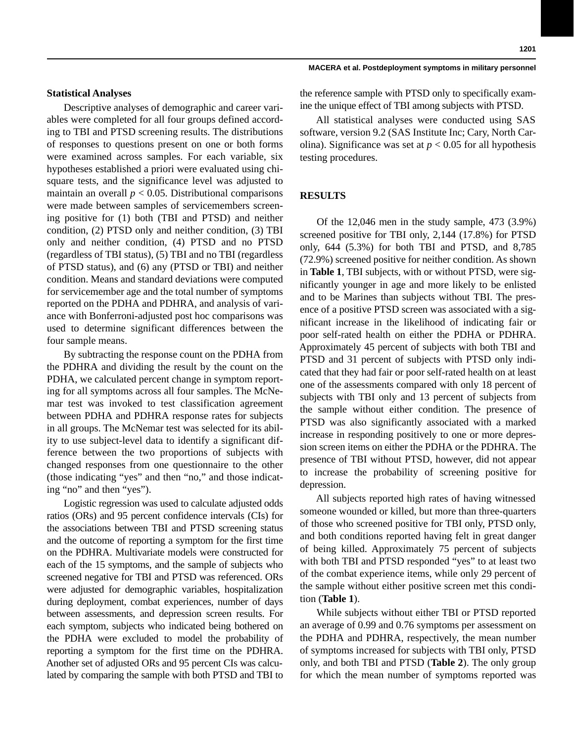### Statistical Analyses

Descriptive analyses of demographic and career variables were completed for all four groups defined according to TBI and PTSD screening results. The distributions of responses to questions present on one or both forms were examined across samples. For each variable, six hypotheses established a priori were evaluated using chi-square tests, and the significance level was adjusted to maintain an overall $p < 0.05$. Distributional comparisons were made between samples of servicemembers screening positive for (1) both (TBI and PTSD) and neither condition, (2) PTSD only and neither condition, (3) TBI only and neither condition, (4) PTSD and no PTSD (regardless of TBI status), (5) TBI and no TBI (regardless of PTSD status), and (6) any (PTSD or TBI) and neither condition. Means and standard deviations were computed for servicemember age and the total number of symptoms reported on the PDHA and PDHRA, and analysis of variance with Bonferroni-adjusted post hoc comparisons was used to determine significant differences between the four sample means.

By subtracting the response count on the PDHA from the PDHRA and dividing the result by the count on the PDHA, we calculated percent change in symptom reporting for all symptoms across all four samples. The McNemar test was invoked to test classification agreement between PDHA and PDHRA response rates for subjects in all groups. The McNemar test was selected for its ability to use subject-level data to identify a significant difference between the two proportions of subjects with changed responses from one questionnaire to the other (those indicating "yes" and then "no," and those indicating "no" and then "yes").

Logistic regression was used to calculate adjusted odds ratios (ORs) and 95 percent confidence intervals (CIs) for the associations between TBI and PTSD screening status and the outcome of reporting a symptom for the first time on the PDHRA. Multivariate models were constructed for each of the 15 symptoms, and the sample of subjects who screened negative for TBI and PTSD was referenced. ORs were adjusted for demographic variables, hospitalization during deployment, combat experiences, number of days between assessments, and depression screen results. For each symptom, subjects who indicated being bothered on the PDHA were excluded to model the probability of reporting a symptom for the first time on the PDHRA. Another set of adjusted ORs and 95 percent CIs was calculated by comparing the sample with both PTSD and TBI to the reference sample with PTSD only to specifically examine the unique effect of TBI among subjects with PTSD.

All statistical analyses were conducted using SAS software, version 9.2 (SAS Institute Inc; Cary, North Carolina). Significance was set at $p < 0.05$ for all hypothesis testing procedures.

## RESULTS

Of the 12,046 men in the study sample, 473 (3.9%) screened positive for TBI only, 2,144 (17.8%) for PTSD only, 644 (5.3%) for both TBI and PTSD, and 8,785 (72.9%) screened positive for neither condition. As shown in **Table 1**, TBI subjects, with or without PTSD, were significantly younger in age and more likely to be enlisted and to be Marines than subjects without TBI. The presence of a positive PTSD screen was associated with a significant increase in the likelihood of indicating fair or poor self-rated health on either the PDHA or PDHRA. Approximately 45 percent of subjects with both TBI and PTSD and 31 percent of subjects with PTSD only indicated that they had fair or poor self-rated health on at least one of the assessments compared with only 18 percent of subjects with TBI only and 13 percent of subjects from the sample without either condition. The presence of PTSD was also significantly associated with a marked increase in responding positively to one or more depression screen items on either the PDHA or the PDHRA. The presence of TBI without PTSD, however, did not appear to increase the probability of screening positive for depression.

All subjects reported high rates of having witnessed someone wounded or killed, but more than three-quarters of those who screened positive for TBI only, PTSD only, and both conditions reported having felt in great danger of being killed. Approximately 75 percent of subjects with both TBI and PTSD responded "yes" to at least two of the combat experience items, while only 29 percent of the sample without either positive screen met this condition (**Table 1**).

While subjects without either TBI or PTSD reported an average of 0.99 and 0.76 symptoms per assessment on the PDHA and PDHRA, respectively, the mean number of symptoms increased for subjects with TBI only, PTSD only, and both TBI and PTSD (**Table 2**). The only group for which the mean number of symptoms reported was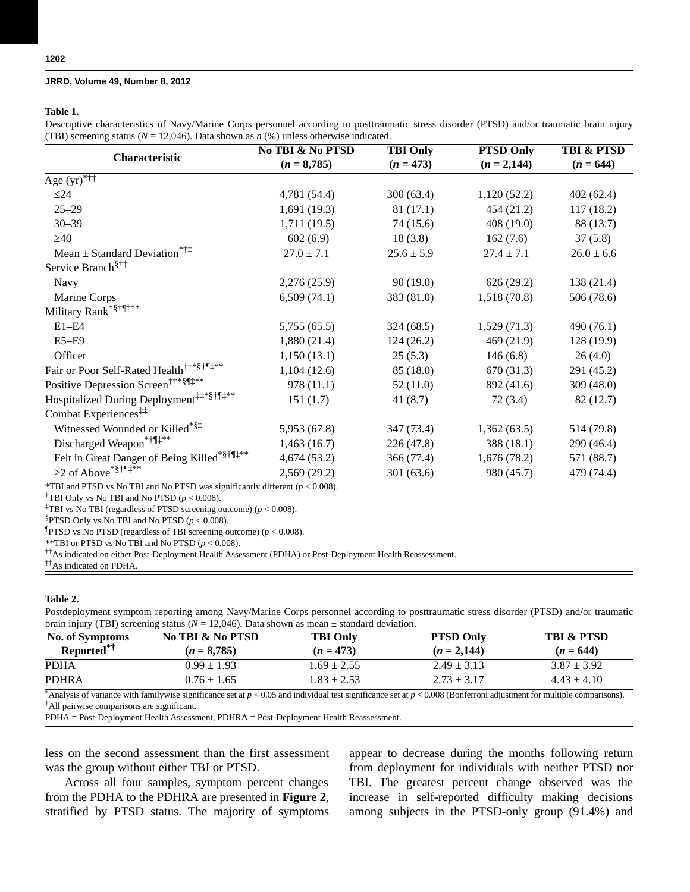**Table 1.**

Descriptive characteristics of Navy/Marine Corps personnel according to posttraumatic stress disorder (PTSD) and/or traumatic brain injury (TBI) screening status ($N$ = 12,046). Data shown as $n$ (%) unless otherwise indicated.

| Characteristic | No TBI & No PTSD ($n$ = 8,785) | TBI Only ($n$ = 473) | PTSD Only ($n$ = 2,144) | TBI & PTSD ($n$ = 644) |
|---|---|---|---|---|
| Age (yr)*†‡ | | | | |
| ≤24 | 4,781 (54.4) | 300 (63.4) | 1,120 (52.2) | 402 (62.4) |
| 25–29 | 1,691 (19.3) | 81 (17.1) | 454 (21.2) | 117 (18.2) |
| 30–39 | 1,711 (19.5) | 74 (15.6) | 408 (19.0) | 88 (13.7) |
| ≥40 | 602 (6.9) | 18 (3.8) | 162 (7.6) | 37 (5.8) |
| Mean ± Standard Deviation*†‡ | 27.0 ± 7.1 | 25.6 ± 5.9 | 27.4 ± 7.1 | 26.0 ± 6.6 |
| Service Branch§†‡ | | | | |
| Navy | 2,276 (25.9) | 90 (19.0) | 626 (29.2) | 138 (21.4) |
| Marine Corps | 6,509 (74.1) | 383 (81.0) | 1,518 (70.8) | 506 (78.6) |
| Military Rank*§†¶‡** | | | | |
| E1–E4 | 5,755 (65.5) | 324 (68.5) | 1,529 (71.3) | 490 (76.1) |
| E5–E9 | 1,880 (21.4) | 124 (26.2) | 469 (21.9) | 128 (19.9) |
| Officer | 1,150 (13.1) | 25 (5.3) | 146 (6.8) | 26 (4.0) |
| Fair or Poor Self-Rated Health††*§†¶‡** | 1,104 (12.6) | 85 (18.0) | 670 (31.3) | 291 (45.2) |
| Positive Depression Screen††*§¶‡** | 978 (11.1) | 52 (11.0) | 892 (41.6) | 309 (48.0) |
| Hospitalized During Deployment‡‡*§†¶‡** | 151 (1.7) | 41 (8.7) | 72 (3.4) | 82 (12.7) |
| Combat Experiences‡‡ | | | | |
| Witnessed Wounded or Killed*§‡ | 5,953 (67.8) | 347 (73.4) | 1,362 (63.5) | 514 (79.8) |
| Discharged Weapon*†¶‡** | 1,463 (16.7) | 226 (47.8) | 388 (18.1) | 299 (46.4) |
| Felt in Great Danger of Being Killed*§†¶‡** | 4,674 (53.2) | 366 (77.4) | 1,676 (78.2) | 571 (88.7) |
| ≥2 of Above*§†¶‡** | 2,569 (29.2) | 301 (63.6) | 980 (45.7) | 479 (74.4) |

*TBI and PTSD vs No TBI and No PTSD was significantly different ($p < 0.008$).
†TBI Only vs No TBI and No PTSD ($p < 0.008$).
‡TBI vs No TBI (regardless of PTSD screening outcome) ($p < 0.008$).
§PTSD Only vs No TBI and No PTSD ($p < 0.008$).
¶PTSD vs No PTSD (regardless of TBI screening outcome) ($p < 0.008$).
**TBI or PTSD vs No TBI and No PTSD ($p < 0.008$).
††As indicated on either Post-Deployment Health Assessment (PDHA) or Post-Deployment Health Reassessment.
‡‡As indicated on PDHA.

**Table 2.**

Postdeployment symptom reporting among Navy/Marine Corps personnel according to posttraumatic stress disorder (PTSD) and/or traumatic brain injury (TBI) screening status ($N$ = 12,046). Data shown as mean ± standard deviation.

| No. of Symptoms Reported*† | No TBI & No PTSD ($n$ = 8,785) | TBI Only ($n$ = 473) | PTSD Only ($n$ = 2,144) | TBI & PTSD ($n$ = 644) |
|---|---|---|---|---|
| PDHA | 0.99 ± 1.93 | 1.69 ± 2.55 | 2.49 ± 3.13 | 3.87 ± 3.92 |
| PDHRA | 0.76 ± 1.65 | 1.83 ± 2.53 | 2.73 ± 3.17 | 4.43 ± 4.10 |

*Analysis of variance with familywise significance set at $p < 0.05$ and individual test significance set at $p < 0.008$ (Bonferroni adjustment for multiple comparisons).
†All pairwise comparisons are significant.
PDHA = Post-Deployment Health Assessment, PDHRA = Post-Deployment Health Reassessment.

less on the second assessment than the first assessment was the group without either TBI or PTSD.

Across all four samples, symptom percent changes from the PDHA to the PDHRA are presented in **Figure 2**, stratified by PTSD status. The majority of symptoms appear to decrease during the months following return from deployment for individuals with neither PTSD nor TBI. The greatest percent change observed was the increase in self-reported difficulty making decisions among subjects in the PTSD-only group (91.4%) and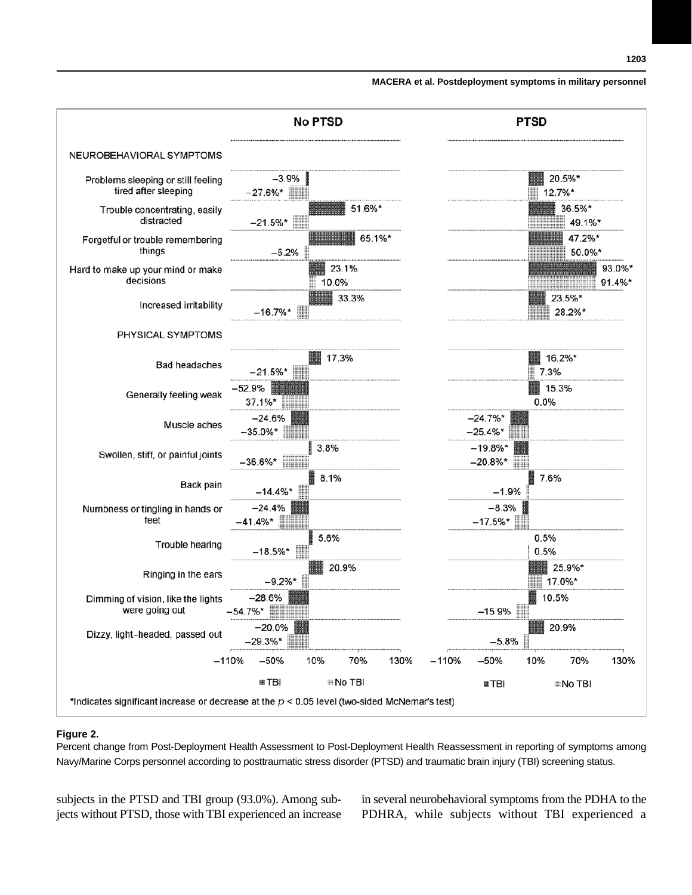| | No PTSD | | PTSD | |
|---|---|---|---|---|
| | TBI | No TBI | TBI | No TBI |
| NEUROBEHAVIORAL SYMPTOMS | | | | |
| Problems sleeping or still feeling tired after sleeping | −3.9% | −27.6%* | 20.5%* | 12.7%* |
| Trouble concentrating, easily distracted | 51.6%* | −21.5%* | 36.5%* | 49.1%* |
| Forgetful or trouble remembering things | 65.1%* | −5.2% | 47.2%* | 50.0%* |
| Hard to make up your mind or make decisions | 23.1% | 10.0% | 93.0%* | 91.4%* |
| Increased irritability | 33.3% | −16.7%* | 23.5%* | 28.2%* |
| PHYSICAL SYMPTOMS | | | | |
| Bad headaches | 17.3% | −21.5%* | 16.2%* | 7.3% |
| Generally feeling weak | −52.9% | 37.1%* | 15.3% | 0.0% |
| Muscle aches | −24.6% | −35.0%* | −24.7%* | −25.4%* |
| Swollen, stiff, or painful joints | 3.8% | −36.6%* | −19.8%* | −20.8%* |
| Back pain | 8.1% | −14.4%* | 7.6% | −1.9% |
| Numbness or tingling in hands or feet | −24.4% | −41.4%* | −8.3% | −17.5%* |
| Trouble hearing | 5.6% | −18.5%* | 0.5% | 0.5% |
| Ringing in the ears | 20.9% | −9.2%* | 25.9%* | 17.0%* |
| Dimming of vision, like the lights were going out | −28.6% | −54.7%* | 10.5% | −15.9% |
| Dizzy, light-headed, passed out | −20.0% | −29.3%* | 20.9% | −5.8% |

*Indicates significant increase or decrease at the $p < 0.05$ level (two-sided McNemar's test)

**Figure 2.**

Percent change from Post-Deployment Health Assessment to Post-Deployment Health Reassessment in reporting of symptoms among Navy/Marine Corps personnel according to posttraumatic stress disorder (PTSD) and traumatic brain injury (TBI) screening status.

subjects in the PTSD and TBI group (93.0%). Among subjects without PTSD, those with TBI experienced an increase in several neurobehavioral symptoms from the PDHA to the PDHRA, while subjects without TBI experienced a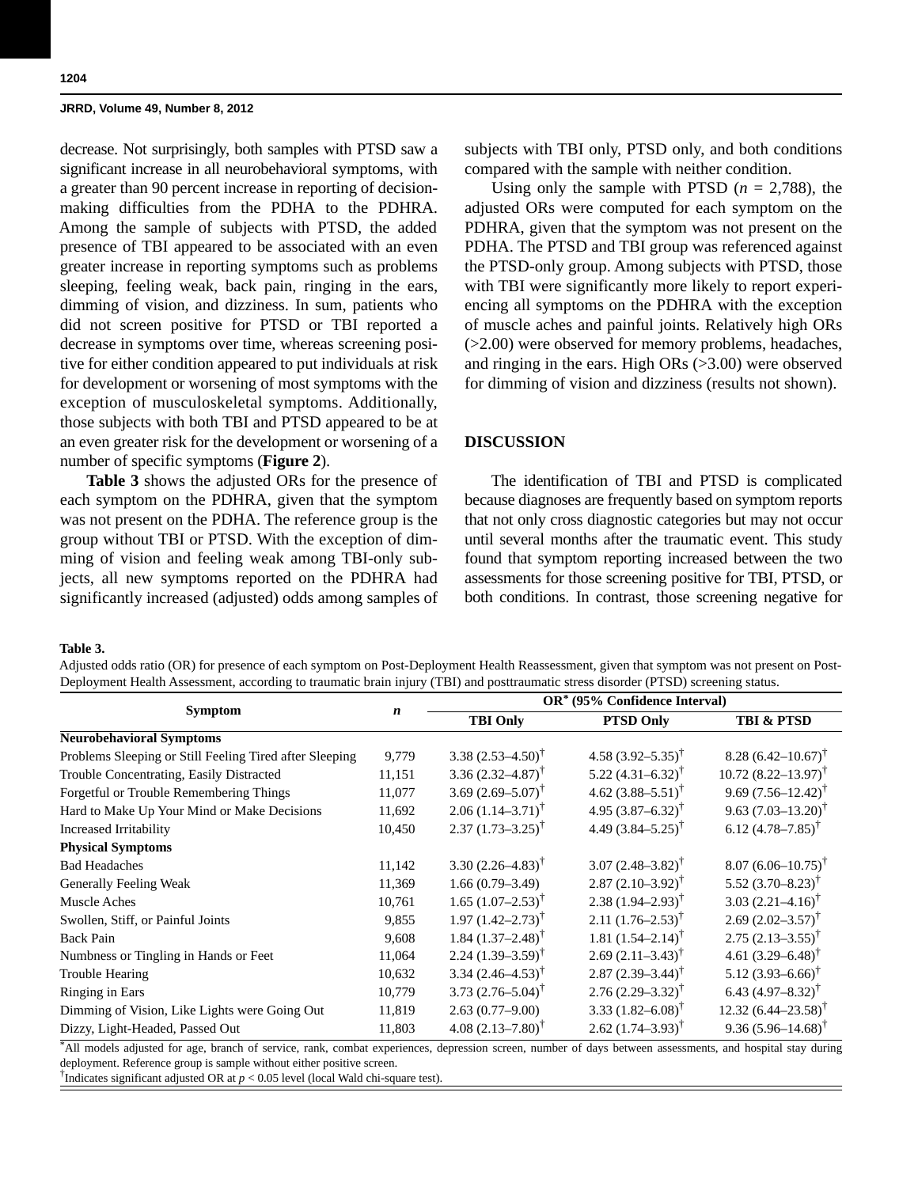decrease. Not surprisingly, both samples with PTSD saw a significant increase in all neurobehavioral symptoms, with a greater than 90 percent increase in reporting of decision-making difficulties from the PDHA to the PDHRA. Among the sample of subjects with PTSD, the added presence of TBI appeared to be associated with an even greater increase in reporting symptoms such as problems sleeping, feeling weak, back pain, ringing in the ears, dimming of vision, and dizziness. In sum, patients who did not screen positive for PTSD or TBI reported a decrease in symptoms over time, whereas screening positive for either condition appeared to put individuals at risk for development or worsening of most symptoms with the exception of musculoskeletal symptoms. Additionally, those subjects with both TBI and PTSD appeared to be at an even greater risk for the development or worsening of a number of specific symptoms (**Figure 2**).

**Table 3** shows the adjusted ORs for the presence of each symptom on the PDHRA, given that the symptom was not present on the PDHA. The reference group is the group without TBI or PTSD. With the exception of dimming of vision and feeling weak among TBI-only subjects, all new symptoms reported on the PDHRA had significantly increased (adjusted) odds among samples of subjects with TBI only, PTSD only, and both conditions compared with the sample with neither condition.

Using only the sample with PTSD ($n$ = 2,788), the adjusted ORs were computed for each symptom on the PDHRA, given that the symptom was not present on the PDHA. The PTSD and TBI group was referenced against the PTSD-only group. Among subjects with PTSD, those with TBI were significantly more likely to report experiencing all symptoms on the PDHRA with the exception of muscle aches and painful joints. Relatively high ORs (>2.00) were observed for memory problems, headaches, and ringing in the ears. High ORs (>3.00) were observed for dimming of vision and dizziness (results not shown).

## DISCUSSION

The identification of TBI and PTSD is complicated because diagnoses are frequently based on symptom reports that not only cross diagnostic categories but may not occur until several months after the traumatic event. This study found that symptom reporting increased between the two assessments for those screening positive for TBI, PTSD, or both conditions. In contrast, those screening negative for

**Table 3.**
Adjusted odds ratio (OR) for presence of each symptom on Post-Deployment Health Reassessment, given that symptom was not present on Post-Deployment Health Assessment, according to traumatic brain injury (TBI) and posttraumatic stress disorder (PTSD) screening status.

| Symptom | $n$ | OR* (95% Confidence Interval) | | |
|---|---|---|---|---|
| | | TBI Only | PTSD Only | TBI & PTSD |
| **Neurobehavioral Symptoms** | | | | |
| Problems Sleeping or Still Feeling Tired after Sleeping | 9,779 | 3.38 (2.53–4.50)† | 4.58 (3.92–5.35)† | 8.28 (6.42–10.67)† |
| Trouble Concentrating, Easily Distracted | 11,151 | 3.36 (2.32–4.87)† | 5.22 (4.31–6.32)† | 10.72 (8.22–13.97)† |
| Forgetful or Trouble Remembering Things | 11,077 | 3.69 (2.69–5.07)† | 4.62 (3.88–5.51)† | 9.69 (7.56–12.42)† |
| Hard to Make Up Your Mind or Make Decisions | 11,692 | 2.06 (1.14–3.71)† | 4.95 (3.87–6.32)† | 9.63 (7.03–13.20)† |
| Increased Irritability | 10,450 | 2.37 (1.73–3.25)† | 4.49 (3.84–5.25)† | 6.12 (4.78–7.85)† |
| **Physical Symptoms** | | | | |
| Bad Headaches | 11,142 | 3.30 (2.26–4.83)† | 3.07 (2.48–3.82)† | 8.07 (6.06–10.75)† |
| Generally Feeling Weak | 11,369 | 1.66 (0.79–3.49) | 2.87 (2.10–3.92)† | 5.52 (3.70–8.23)† |
| Muscle Aches | 10,761 | 1.65 (1.07–2.53)† | 2.38 (1.94–2.93)† | 3.03 (2.21–4.16)† |
| Swollen, Stiff, or Painful Joints | 9,855 | 1.97 (1.42–2.73)† | 2.11 (1.76–2.53)† | 2.69 (2.02–3.57)† |
| Back Pain | 9,608 | 1.84 (1.37–2.48)† | 1.81 (1.54–2.14)† | 2.75 (2.13–3.55)† |
| Numbness or Tingling in Hands or Feet | 11,064 | 2.24 (1.39–3.59)† | 2.69 (2.11–3.43)† | 4.61 (3.29–6.48)† |
| Trouble Hearing | 10,632 | 3.34 (2.46–4.53)† | 2.87 (2.39–3.44)† | 5.12 (3.93–6.66)† |
| Ringing in Ears | 10,779 | 3.73 (2.76–5.04)† | 2.76 (2.29–3.32)† | 6.43 (4.97–8.32)† |
| Dimming of Vision, Like Lights were Going Out | 11,819 | 2.63 (0.77–9.00) | 3.33 (1.82–6.08)† | 12.32 (6.44–23.58)† |
| Dizzy, Light-Headed, Passed Out | 11,803 | 4.08 (2.13–7.80)† | 2.62 (1.74–3.93)† | 9.36 (5.96–14.68)† |

*All models adjusted for age, branch of service, rank, combat experiences, depression screen, number of days between assessments, and hospital stay during deployment. Reference group is sample without either positive screen.
†Indicates significant adjusted OR at $p < 0.05$ level (local Wald chi-square test).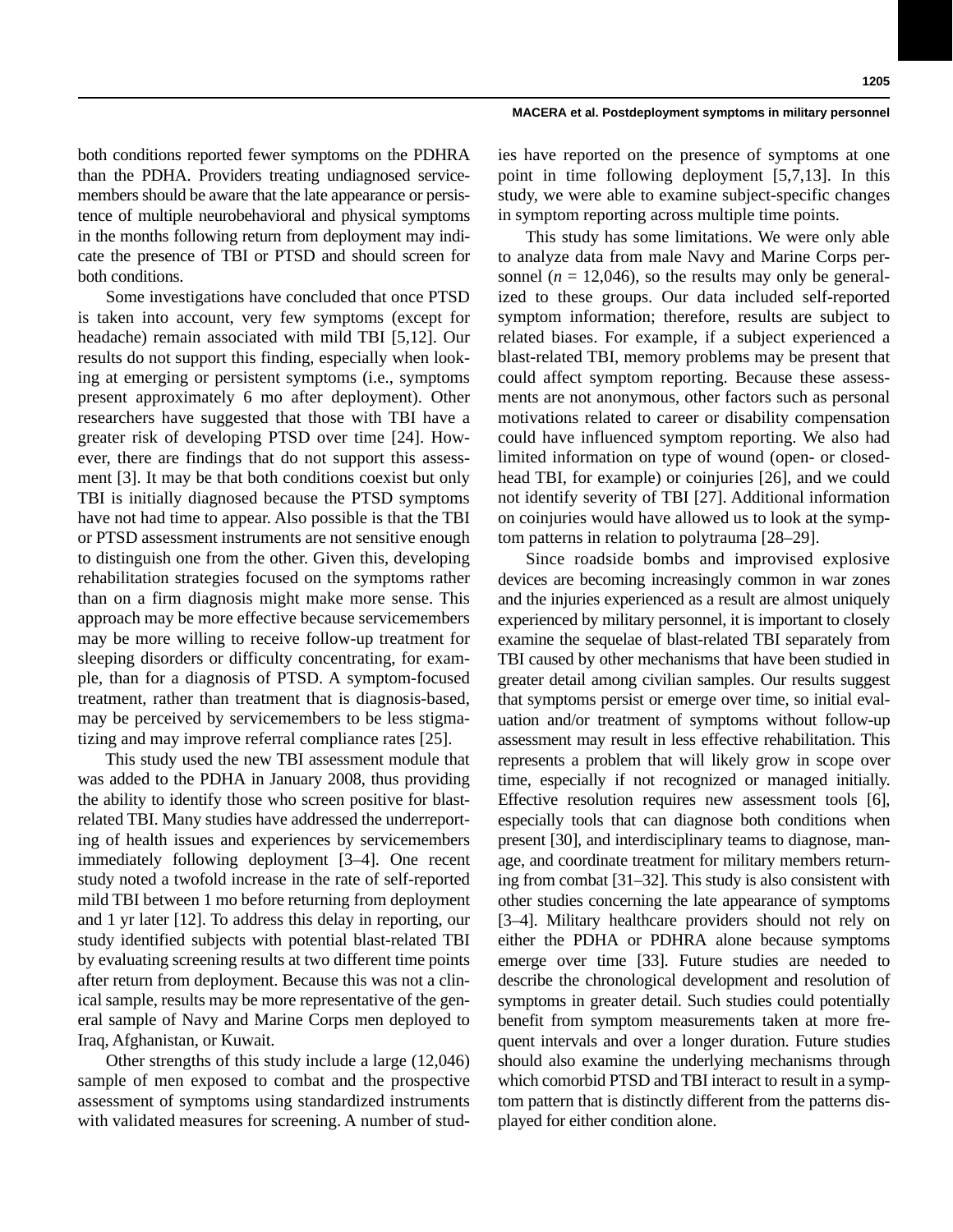both conditions reported fewer symptoms on the PDHRA than the PDHA. Providers treating undiagnosed servicemembers should be aware that the late appearance or persistence of multiple neurobehavioral and physical symptoms in the months following return from deployment may indicate the presence of TBI or PTSD and should screen for both conditions.

Some investigations have concluded that once PTSD is taken into account, very few symptoms (except for headache) remain associated with mild TBI [5,12]. Our results do not support this finding, especially when looking at emerging or persistent symptoms (i.e., symptoms present approximately 6 mo after deployment). Other researchers have suggested that those with TBI have a greater risk of developing PTSD over time [24]. However, there are findings that do not support this assessment [3]. It may be that both conditions coexist but only TBI is initially diagnosed because the PTSD symptoms have not had time to appear. Also possible is that the TBI or PTSD assessment instruments are not sensitive enough to distinguish one from the other. Given this, developing rehabilitation strategies focused on the symptoms rather than on a firm diagnosis might make more sense. This approach may be more effective because servicemembers may be more willing to receive follow-up treatment for sleeping disorders or difficulty concentrating, for example, than for a diagnosis of PTSD. A symptom-focused treatment, rather than treatment that is diagnosis-based, may be perceived by servicemembers to be less stigmatizing and may improve referral compliance rates [25].

This study used the new TBI assessment module that was added to the PDHA in January 2008, thus providing the ability to identify those who screen positive for blast-related TBI. Many studies have addressed the underreporting of health issues and experiences by servicemembers immediately following deployment [3–4]. One recent study noted a twofold increase in the rate of self-reported mild TBI between 1 mo before returning from deployment and 1 yr later [12]. To address this delay in reporting, our study identified subjects with potential blast-related TBI by evaluating screening results at two different time points after return from deployment. Because this was not a clinical sample, results may be more representative of the general sample of Navy and Marine Corps men deployed to Iraq, Afghanistan, or Kuwait.

Other strengths of this study include a large (12,046) sample of men exposed to combat and the prospective assessment of symptoms using standardized instruments with validated measures for screening. A number of studies have reported on the presence of symptoms at one point in time following deployment [5,7,13]. In this study, we were able to examine subject-specific changes in symptom reporting across multiple time points.

This study has some limitations. We were only able to analyze data from male Navy and Marine Corps personnel ($n$ = 12,046), so the results may only be generalized to these groups. Our data included self-reported symptom information; therefore, results are subject to related biases. For example, if a subject experienced a blast-related TBI, memory problems may be present that could affect symptom reporting. Because these assessments are not anonymous, other factors such as personal motivations related to career or disability compensation could have influenced symptom reporting. We also had limited information on type of wound (open- or closed-head TBI, for example) or coinjuries [26], and we could not identify severity of TBI [27]. Additional information on coinjuries would have allowed us to look at the symptom patterns in relation to polytrauma [28–29].

Since roadside bombs and improvised explosive devices are becoming increasingly common in war zones and the injuries experienced as a result are almost uniquely experienced by military personnel, it is important to closely examine the sequelae of blast-related TBI separately from TBI caused by other mechanisms that have been studied in greater detail among civilian samples. Our results suggest that symptoms persist or emerge over time, so initial evaluation and/or treatment of symptoms without follow-up assessment may result in less effective rehabilitation. This represents a problem that will likely grow in scope over time, especially if not recognized or managed initially. Effective resolution requires new assessment tools [6], especially tools that can diagnose both conditions when present [30], and interdisciplinary teams to diagnose, manage, and coordinate treatment for military members returning from combat [31–32]. This study is also consistent with other studies concerning the late appearance of symptoms [3–4]. Military healthcare providers should not rely on either the PDHA or PDHRA alone because symptoms emerge over time [33]. Future studies are needed to describe the chronological development and resolution of symptoms in greater detail. Such studies could potentially benefit from symptom measurements taken at more frequent intervals and over a longer duration. Future studies should also examine the underlying mechanisms through which comorbid PTSD and TBI interact to result in a symptom pattern that is distinctly different from the patterns displayed for either condition alone.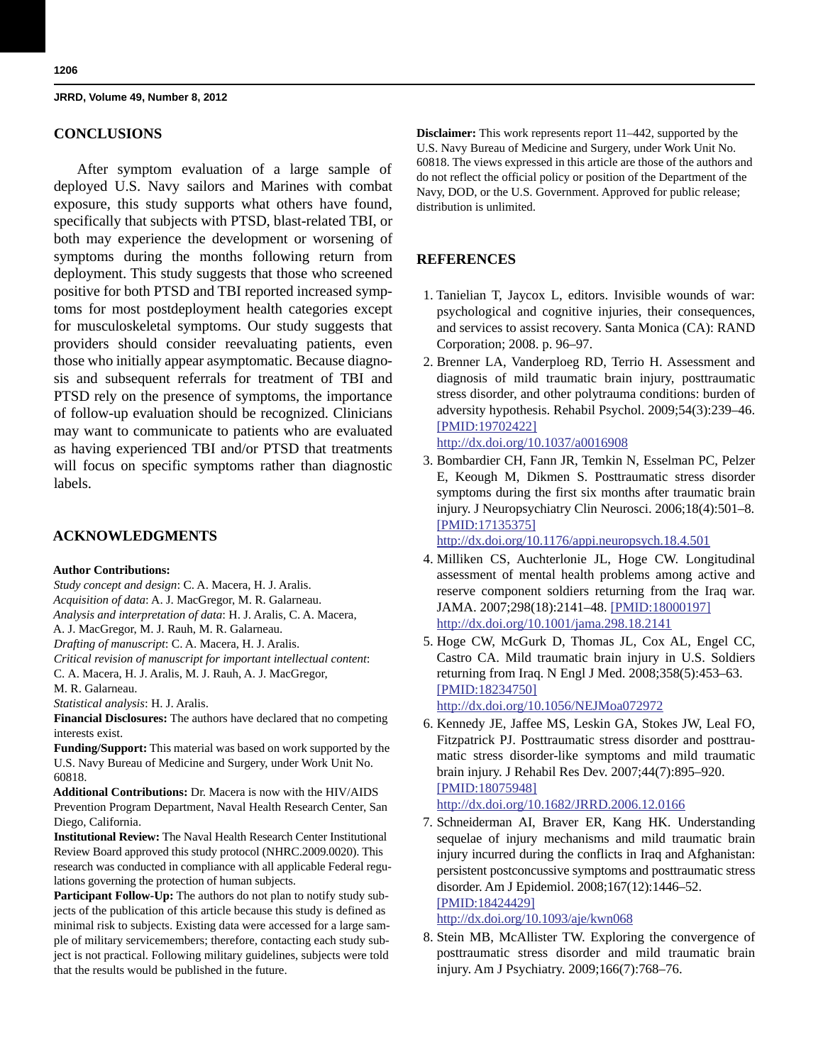## CONCLUSIONS

After symptom evaluation of a large sample of deployed U.S. Navy sailors and Marines with combat exposure, this study supports what others have found, specifically that subjects with PTSD, blast-related TBI, or both may experience the development or worsening of symptoms during the months following return from deployment. This study suggests that those who screened positive for both PTSD and TBI reported increased symptoms for most postdeployment health categories except for musculoskeletal symptoms. Our study suggests that providers should consider reevaluating patients, even those who initially appear asymptomatic. Because diagnosis and subsequent referrals for treatment of TBI and PTSD rely on the presence of symptoms, the importance of follow-up evaluation should be recognized. Clinicians may want to communicate to patients who are evaluated as having experienced TBI and/or PTSD that treatments will focus on specific symptoms rather than diagnostic labels.

## ACKNOWLEDGMENTS

**Author Contributions:**
*Study concept and design*: C. A. Macera, H. J. Aralis.
*Acquisition of data*: A. J. MacGregor, M. R. Galarneau.
*Analysis and interpretation of data*: H. J. Aralis, C. A. Macera, A. J. MacGregor, M. J. Rauh, M. R. Galarneau.
*Drafting of manuscript*: C. A. Macera, H. J. Aralis.
*Critical revision of manuscript for important intellectual content*: C. A. Macera, H. J. Aralis, M. J. Rauh, A. J. MacGregor, M. R. Galarneau.
*Statistical analysis*: H. J. Aralis.
**Financial Disclosures:** The authors have declared that no competing interests exist.
**Funding/Support:** This material was based on work supported by the U.S. Navy Bureau of Medicine and Surgery, under Work Unit No. 60818.
**Additional Contributions:** Dr. Macera is now with the HIV/AIDS Prevention Program Department, Naval Health Research Center, San Diego, California.
**Institutional Review:** The Naval Health Research Center Institutional Review Board approved this study protocol (NHRC.2009.0020). This research was conducted in compliance with all applicable Federal regulations governing the protection of human subjects.
**Participant Follow-Up:** The authors do not plan to notify study subjects of the publication of this article because this study is defined as minimal risk to subjects. Existing data were accessed for a large sample of military servicemembers; therefore, contacting each study subject is not practical. Following military guidelines, subjects were told that the results would be published in the future.

**Disclaimer:** This work represents report 11–442, supported by the U.S. Navy Bureau of Medicine and Surgery, under Work Unit No. 60818. The views expressed in this article are those of the authors and do not reflect the official policy or position of the Department of the Navy, DOD, or the U.S. Government. Approved for public release; distribution is unlimited.

## REFERENCES

1. Tanielian T, Jaycox L, editors. Invisible wounds of war: psychological and cognitive injuries, their consequences, and services to assist recovery. Santa Monica (CA): RAND Corporation; 2008. p. 96–97.
2. Brenner LA, Vanderploeg RD, Terrio H. Assessment and diagnosis of mild traumatic brain injury, posttraumatic stress disorder, and other polytrauma conditions: burden of adversity hypothesis. Rehabil Psychol. 2009;54(3):239–46. [PMID:19702422] http://dx.doi.org/10.1037/a0016908
3. Bombardier CH, Fann JR, Temkin N, Esselman PC, Pelzer E, Keough M, Dikmen S. Posttraumatic stress disorder symptoms during the first six months after traumatic brain injury. J Neuropsychiatry Clin Neurosci. 2006;18(4):501–8. [PMID:17135375] http://dx.doi.org/10.1176/appi.neuropsych.18.4.501
4. Milliken CS, Auchterlonie JL, Hoge CW. Longitudinal assessment of mental health problems among active and reserve component soldiers returning from the Iraq war. JAMA. 2007;298(18):2141–48. [PMID:18000197] http://dx.doi.org/10.1001/jama.298.18.2141
5. Hoge CW, McGurk D, Thomas JL, Cox AL, Engel CC, Castro CA. Mild traumatic brain injury in U.S. Soldiers returning from Iraq. N Engl J Med. 2008;358(5):453–63. [PMID:18234750] http://dx.doi.org/10.1056/NEJMoa072972
6. Kennedy JE, Jaffee MS, Leskin GA, Stokes JW, Leal FO, Fitzpatrick PJ. Posttraumatic stress disorder and posttraumatic stress disorder-like symptoms and mild traumatic brain injury. J Rehabil Res Dev. 2007;44(7):895–920. [PMID:18075948] http://dx.doi.org/10.1682/JRRD.2006.12.0166
7. Schneiderman AI, Braver ER, Kang HK. Understanding sequelae of injury mechanisms and mild traumatic brain injury incurred during the conflicts in Iraq and Afghanistan: persistent postconcussive symptoms and posttraumatic stress disorder. Am J Epidemiol. 2008;167(12):1446–52. [PMID:18424429] http://dx.doi.org/10.1093/aje/kwn068
8. Stein MB, McAllister TW. Exploring the convergence of posttraumatic stress disorder and mild traumatic brain injury. Am J Psychiatry. 2009;166(7):768–76.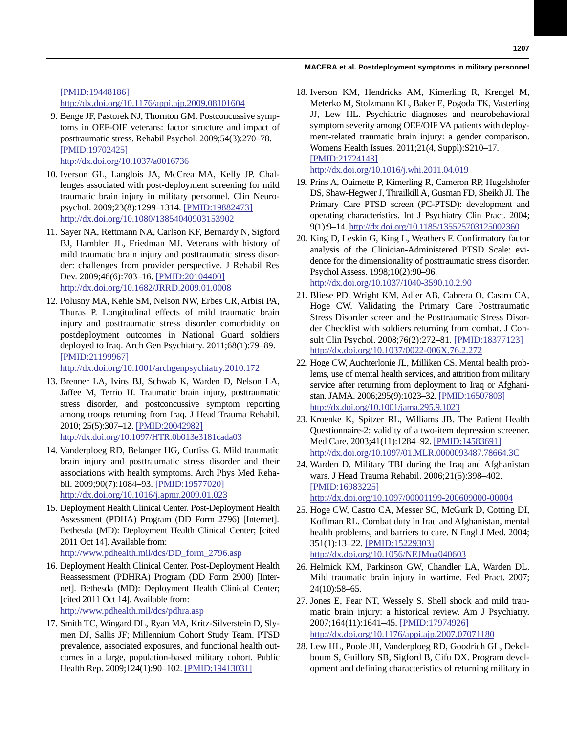[PMID:19448186]
http://dx.doi.org/10.1176/appi.ajp.2009.08101604

9. Benge JF, Pastorek NJ, Thornton GM. Postconcussive symptoms in OEF-OIF veterans: factor structure and impact of posttraumatic stress. Rehabil Psychol. 2009;54(3):270–78. [PMID:19702425] http://dx.doi.org/10.1037/a0016736
10. Iverson GL, Langlois JA, McCrea MA, Kelly JP. Challenges associated with post-deployment screening for mild traumatic brain injury in military personnel. Clin Neuropsychol. 2009;23(8):1299–1314. [PMID:19882473] http://dx.doi.org/10.1080/13854040903153902
11. Sayer NA, Rettmann NA, Carlson KF, Bernardy N, Sigford BJ, Hamblen JL, Friedman MJ. Veterans with history of mild traumatic brain injury and posttraumatic stress disorder: challenges from provider perspective. J Rehabil Res Dev. 2009;46(6):703–16. [PMID:20104400] http://dx.doi.org/10.1682/JRRD.2009.01.0008
12. Polusny MA, Kehle SM, Nelson NW, Erbes CR, Arbisi PA, Thuras P. Longitudinal effects of mild traumatic brain injury and posttraumatic stress disorder comorbidity on postdeployment outcomes in National Guard soldiers deployed to Iraq. Arch Gen Psychiatry. 2011;68(1):79–89. [PMID:21199967] http://dx.doi.org/10.1001/archgenpsychiatry.2010.172
13. Brenner LA, Ivins BJ, Schwab K, Warden D, Nelson LA, Jaffee M, Terrio H. Traumatic brain injury, posttraumatic stress disorder, and postconcussive symptom reporting among troops returning from Iraq. J Head Trauma Rehabil. 2010; 25(5):307–12. [PMID:20042982] http://dx.doi.org/10.1097/HTR.0b013e3181cada03
14. Vanderploeg RD, Belanger HG, Curtiss G. Mild traumatic brain injury and posttraumatic stress disorder and their associations with health symptoms. Arch Phys Med Rehabil. 2009;90(7):1084–93. [PMID:19577020] http://dx.doi.org/10.1016/j.apmr.2009.01.023
15. Deployment Health Clinical Center. Post-Deployment Health Assessment (PDHA) Program (DD Form 2796) [Internet]. Bethesda (MD): Deployment Health Clinical Center; [cited 2011 Oct 14]. Available from: http://www.pdhealth.mil/dcs/DD_form_2796.asp
16. Deployment Health Clinical Center. Post-Deployment Health Reassessment (PDHRA) Program (DD Form 2900) [Internet]. Bethesda (MD): Deployment Health Clinical Center; [cited 2011 Oct 14]. Available from: http://www.pdhealth.mil/dcs/pdhra.asp
17. Smith TC, Wingard DL, Ryan MA, Kritz-Silverstein D, Slymen DJ, Sallis JF; Millennium Cohort Study Team. PTSD prevalence, associated exposures, and functional health outcomes in a large, population-based military cohort. Public Health Rep. 2009;124(1):90–102. [PMID:19413031]
18. Iverson KM, Hendricks AM, Kimerling R, Krengel M, Meterko M, Stolzmann KL, Baker E, Pogoda TK, Vasterling JJ, Lew HL. Psychiatric diagnoses and neurobehavioral symptom severity among OEF/OIF VA patients with deployment-related traumatic brain injury: a gender comparison. Womens Health Issues. 2011;21(4, Suppl):S210–17. [PMID:21724143] http://dx.doi.org/10.1016/j.whi.2011.04.019
19. Prins A, Ouimette P, Kimerling R, Cameron RP, Hugelshofer DS, Shaw-Hegwer J, Thrailkill A, Gusman FD, Sheikh JI. The Primary Care PTSD screen (PC-PTSD): development and operating characteristics. Int J Psychiatry Clin Pract. 2004; 9(1):9–14. http://dx.doi.org/10.1185/135525703125002360
20. King D, Leskin G, King L, Weathers F. Confirmatory factor analysis of the Clinician-Administered PTSD Scale: evidence for the dimensionality of posttraumatic stress disorder. Psychol Assess. 1998;10(2):90–96. http://dx.doi.org/10.1037/1040-3590.10.2.90
21. Bliese PD, Wright KM, Adler AB, Cabrera O, Castro CA, Hoge CW. Validating the Primary Care Posttraumatic Stress Disorder screen and the Posttraumatic Stress Disorder Checklist with soldiers returning from combat. J Consult Clin Psychol. 2008;76(2):272–81. [PMID:18377123] http://dx.doi.org/10.1037/0022-006X.76.2.272
22. Hoge CW, Auchterlonie JL, Milliken CS. Mental health problems, use of mental health services, and attrition from military service after returning from deployment to Iraq or Afghanistan. JAMA. 2006;295(9):1023–32. [PMID:16507803] http://dx.doi.org/10.1001/jama.295.9.1023
23. Kroenke K, Spitzer RL, Williams JB. The Patient Health Questionnaire-2: validity of a two-item depression screener. Med Care. 2003;41(11):1284–92. [PMID:14583691] http://dx.doi.org/10.1097/01.MLR.0000093487.78664.3C
24. Warden D. Military TBI during the Iraq and Afghanistan wars. J Head Trauma Rehabil. 2006;21(5):398–402. [PMID:16983225] http://dx.doi.org/10.1097/00001199-200609000-00004
25. Hoge CW, Castro CA, Messer SC, McGurk D, Cotting DI, Koffman RL. Combat duty in Iraq and Afghanistan, mental health problems, and barriers to care. N Engl J Med. 2004; 351(1):13–22. [PMID:15229303] http://dx.doi.org/10.1056/NEJMoa040603
26. Helmick KM, Parkinson GW, Chandler LA, Warden DL. Mild traumatic brain injury in wartime. Fed Pract. 2007; 24(10):58–65.
27. Jones E, Fear NT, Wessely S. Shell shock and mild traumatic brain injury: a historical review. Am J Psychiatry. 2007;164(11):1641–45. [PMID:17974926] http://dx.doi.org/10.1176/appi.ajp.2007.07071180
28. Lew HL, Poole JH, Vanderploeg RD, Goodrich GL, Dekelboum S, Guillory SB, Sigford B, Cifu DX. Program development and defining characteristics of returning military in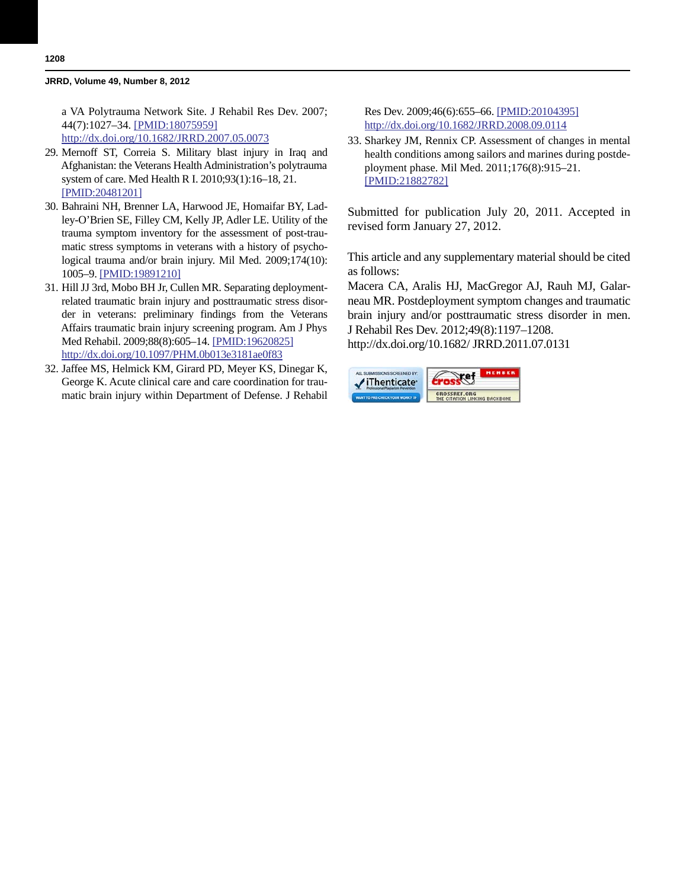a VA Polytrauma Network Site. J Rehabil Res Dev. 2007; 44(7):1027–34. [PMID:18075959] http://dx.doi.org/10.1682/JRRD.2007.05.0073

29. Mernoff ST, Correia S. Military blast injury in Iraq and Afghanistan: the Veterans Health Administration's polytrauma system of care. Med Health R I. 2010;93(1):16–18, 21. [PMID:20481201]
30. Bahraini NH, Brenner LA, Harwood JE, Homaifar BY, Ladley-O'Brien SE, Filley CM, Kelly JP, Adler LE. Utility of the trauma symptom inventory for the assessment of post-traumatic stress symptoms in veterans with a history of psychological trauma and/or brain injury. Mil Med. 2009;174(10): 1005–9. [PMID:19891210]
31. Hill JJ 3rd, Mobo BH Jr, Cullen MR. Separating deployment-related traumatic brain injury and posttraumatic stress disorder in veterans: preliminary findings from the Veterans Affairs traumatic brain injury screening program. Am J Phys Med Rehabil. 2009;88(8):605–14. [PMID:19620825] http://dx.doi.org/10.1097/PHM.0b013e3181ae0f83
32. Jaffee MS, Helmick KM, Girard PD, Meyer KS, Dinegar K, George K. Acute clinical care and care coordination for traumatic brain injury within Department of Defense. J Rehabil Res Dev. 2009;46(6):655–66. [PMID:20104395] http://dx.doi.org/10.1682/JRRD.2008.09.0114
33. Sharkey JM, Rennix CP. Assessment of changes in mental health conditions among sailors and marines during postdeployment phase. Mil Med. 2011;176(8):915–21. [PMID:21882782]

Submitted for publication July 20, 2011. Accepted in revised form January 27, 2012.

This article and any supplementary material should be cited as follows:
Macera CA, Aralis HJ, MacGregor AJ, Rauh MJ, Galarneau MR. Postdeployment symptom changes and traumatic brain injury and/or posttraumatic stress disorder in men. J Rehabil Res Dev. 2012;49(8):1197–1208.
http://dx.doi.org/10.1682/ JRRD.2011.07.0131